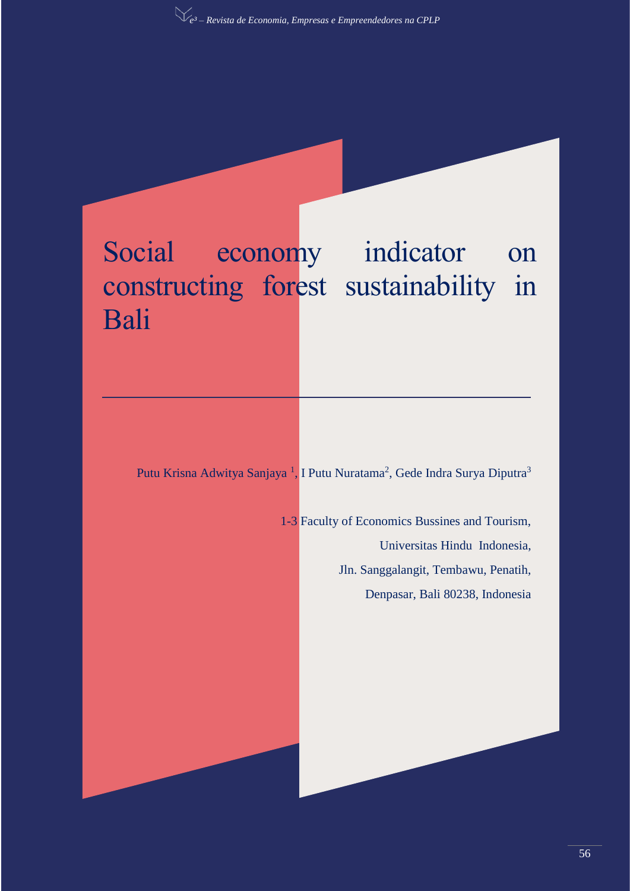# Social economy indicator on constructing forest sustainability in Bali

Putu Krisna Adwitya Sanjaya [1], I Putu Nuratama[2], Gede Indra Surya Diputra[3]

1-3 Faculty of Economics Bussines and Tourism,

Universitas Hindu Indonesia,

Jln. Sanggalangit, Tembawu, Penatih,

Denpasar, Bali 80238, Indonesia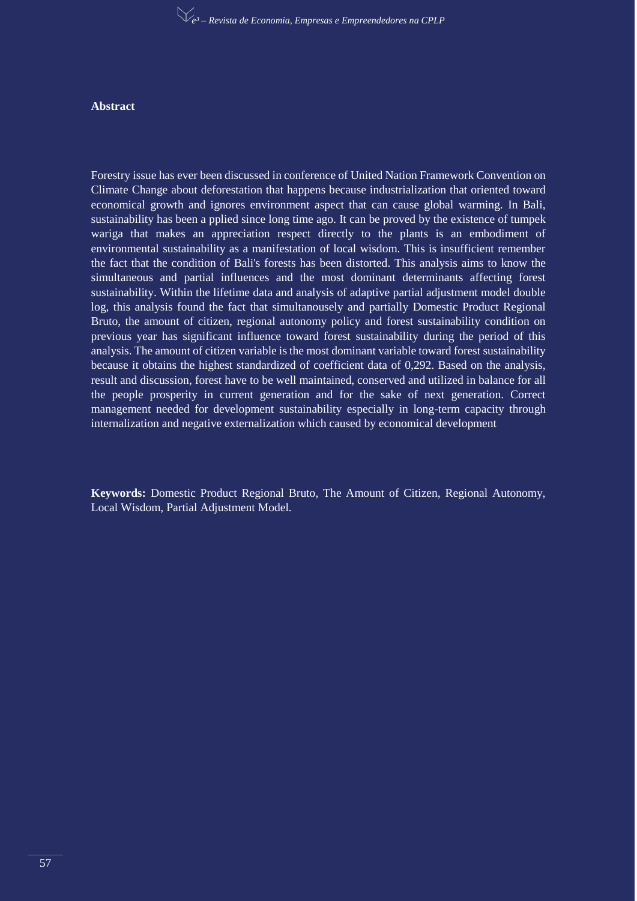**Abstract**

Forestry issue has ever been discussed in conference of United Nation Framework Convention on Climate Change about deforestation that happens because industrialization that oriented toward economical growth and ignores environment aspect that can cause global warming. In Bali, sustainability has been a pplied since long time ago. It can be proved by the existence of tumpek wariga that makes an appreciation respect directly to the plants is an embodiment of environmental sustainability as a manifestation of local wisdom. This is insufficient remember the fact that the condition of Bali's forests has been distorted. This analysis aims to know the simultaneous and partial influences and the most dominant determinants affecting forest sustainability. Within the lifetime data and analysis of adaptive partial adjustment model double log, this analysis found the fact that simultanousely and partially Domestic Product Regional Bruto, the amount of citizen, regional autonomy policy and forest sustainability condition on previous year has significant influence toward forest sustainability during the period of this analysis. The amount of citizen variable is the most dominant variable toward forest sustainability because it obtains the highest standardized of coefficient data of 0,292. Based on the analysis, result and discussion, forest have to be well maintained, conserved and utilized in balance for all the people prosperity in current generation and for the sake of next generation. Correct management needed for development sustainability especially in long-term capacity through internalization and negative externalization which caused by economical development

**Keywords:** Domestic Product Regional Bruto, The Amount of Citizen, Regional Autonomy, Local Wisdom, Partial Adjustment Model.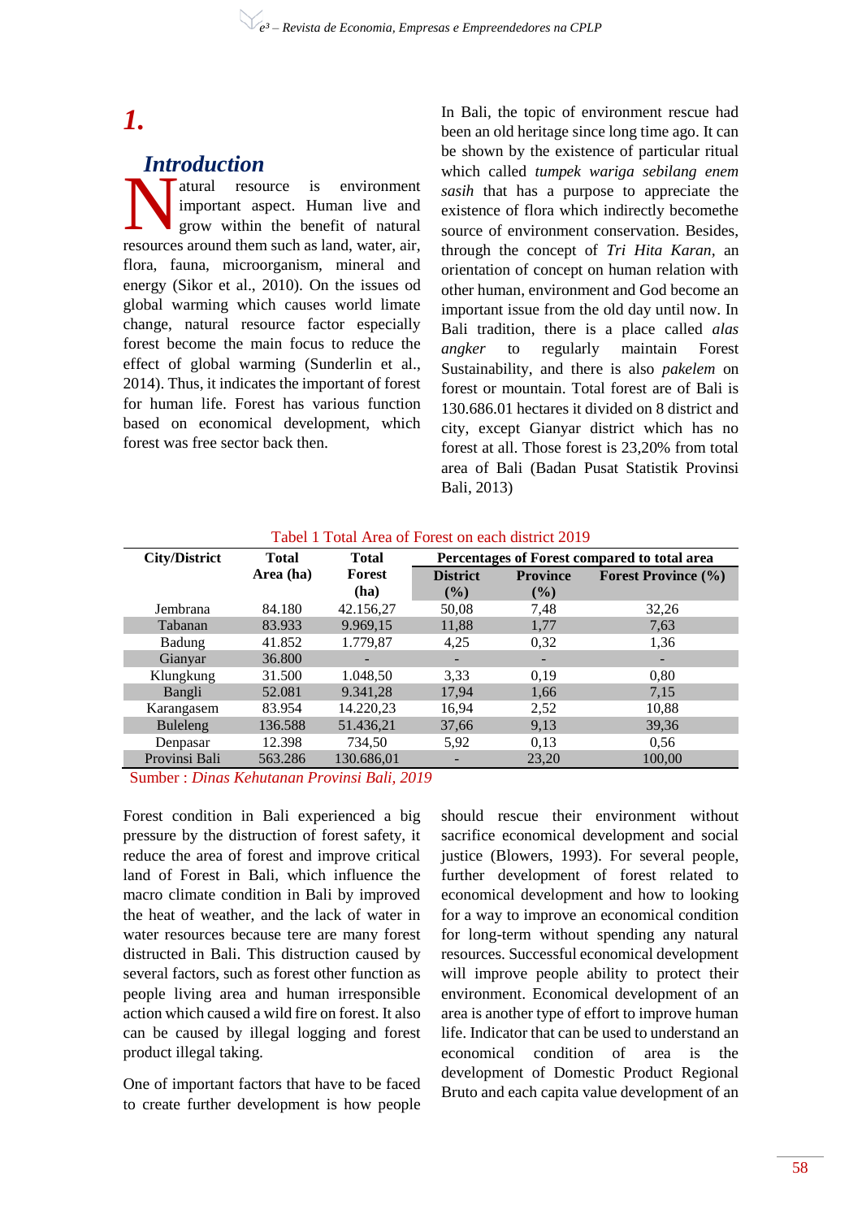# 1. Introduction

Natural resource is environment important aspect. Human live and grow within the benefit of natural resources around them such as land, water, air, flora, fauna, microorganism, mineral and energy (Sikor et al., 2010). On the issues od global warming which causes world limate change, natural resource factor especially forest become the main focus to reduce the effect of global warming (Sunderlin et al., 2014). Thus, it indicates the important of forest for human life. Forest has various function based on economical development, which forest was free sector back then.

In Bali, the topic of environment rescue had been an old heritage since long time ago. It can be shown by the existence of particular ritual which called *tumpek wariga sebilang enem sasih* that has a purpose to appreciate the existence of flora which indirectly becomethe source of environment conservation. Besides, through the concept of *Tri Hita Karan*, an orientation of concept on human relation with other human, environment and God become an important issue from the old day until now. In Bali tradition, there is a place called *alas angker* to regularly maintain Forest Sustainability, and there is also *pakelem* on forest or mountain. Total forest are of Bali is 130.686.01 hectares it divided on 8 district and city, except Gianyar district which has no forest at all. Those forest is 23,20% from total area of Bali (Badan Pusat Statistik Provinsi Bali, 2013)

Tabel 1 Total Area of Forest on each district 2019

| City/District | Total Area (ha) | Total Forest (ha) | Percentages of Forest compared to total area | | |
|---|---|---|---|---|---|
| | | | District (%) | Province (%) | Forest Province (%) |
| Jembrana | 84.180 | 42.156,27 | 50,08 | 7,48 | 32,26 |
| Tabanan | 83.933 | 9.969,15 | 11,88 | 1,77 | 7,63 |
| Badung | 41.852 | 1.779,87 | 4,25 | 0,32 | 1,36 |
| Gianyar | 36.800 | - | - | - | - |
| Klungkung | 31.500 | 1.048,50 | 3,33 | 0,19 | 0,80 |
| Bangli | 52.081 | 9.341,28 | 17,94 | 1,66 | 7,15 |
| Karangasem | 83.954 | 14.220,23 | 16,94 | 2,52 | 10,88 |
| Buleleng | 136.588 | 51.436,21 | 37,66 | 9,13 | 39,36 |
| Denpasar | 12.398 | 734,50 | 5,92 | 0,13 | 0,56 |
| Provinsi Bali | 563.286 | 130.686,01 | - | 23,20 | 100,00 |

Sumber : *Dinas Kehutanan Provinsi Bali, 2019*

Forest condition in Bali experienced a big pressure by the distruction of forest safety, it reduce the area of forest and improve critical land of Forest in Bali, which influence the macro climate condition in Bali by improved the heat of weather, and the lack of water in water resources because tere are many forest distructed in Bali. This distruction caused by several factors, such as forest other function as people living area and human irresponsible action which caused a wild fire on forest. It also can be caused by illegal logging and forest product illegal taking.

One of important factors that have to be faced to create further development is how people should rescue their environment without sacrifice economical development and social justice (Blowers, 1993). For several people, further development of forest related to economical development and how to looking for a way to improve an economical condition for long-term without spending any natural resources. Successful economical development will improve people ability to protect their environment. Economical development of an area is another type of effort to improve human life. Indicator that can be used to understand an economical condition of area is the development of Domestic Product Regional Bruto and each capita value development of an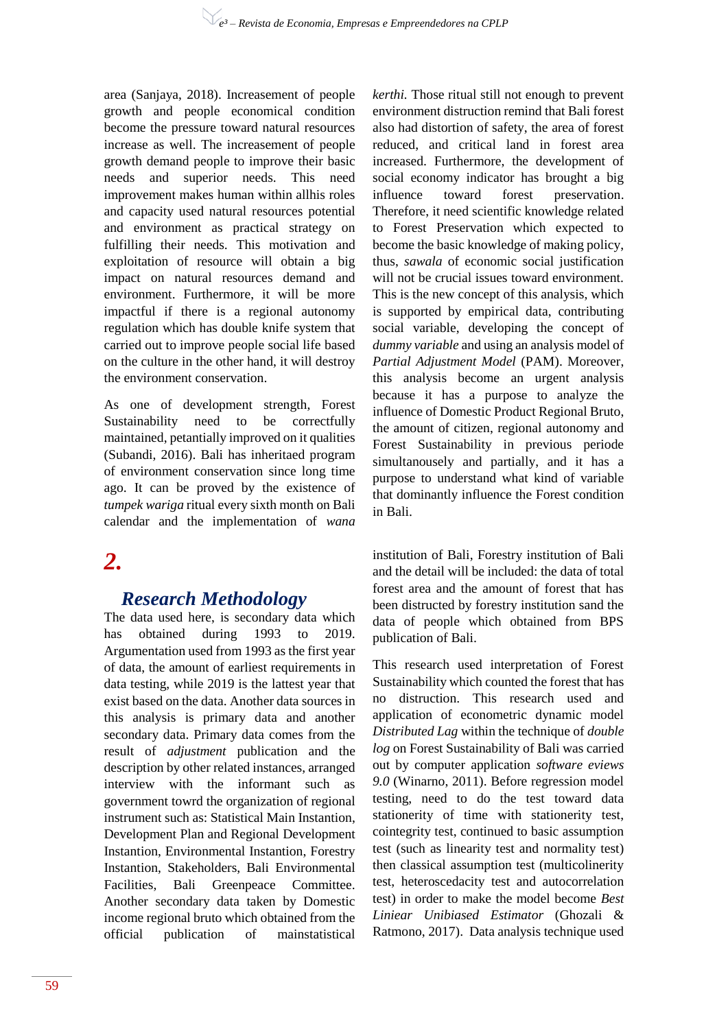area (Sanjaya, 2018). Increasement of people growth and people economical condition become the pressure toward natural resources increase as well. The increasement of people growth demand people to improve their basic needs and superior needs. This need improvement makes human within allhis roles and capacity used natural resources potential and environment as practical strategy on fulfilling their needs. This motivation and exploitation of resource will obtain a big impact on natural resources demand and environment. Furthermore, it will be more impactful if there is a regional autonomy regulation which has double knife system that carried out to improve people social life based on the culture in the other hand, it will destroy the environment conservation.

As one of development strength, Forest Sustainability need to be correctfully maintained, petantially improved on it qualities (Subandi, 2016). Bali has inheritaed program of environment conservation since long time ago. It can be proved by the existence of *tumpek wariga* ritual every sixth month on Bali calendar and the implementation of *wana kerthi*. Those ritual still not enough to prevent environment distruction remind that Bali forest also had distortion of safety, the area of forest reduced, and critical land in forest area increased. Furthermore, the development of social economy indicator has brought a big influence toward forest preservation. Therefore, it need scientific knowledge related to Forest Preservation which expected to become the basic knowledge of making policy, thus, *sawala* of economic social justification will not be crucial issues toward environment. This is the new concept of this analysis, which is supported by empirical data, contributing social variable, developing the concept of *dummy variable* and using an analysis model of *Partial Adjustment Model* (PAM). Moreover, this analysis become an urgent analysis because it has a purpose to analyze the influence of Domestic Product Regional Bruto, the amount of citizen, regional autonomy and Forest Sustainability in previous periode simultanousely and partially, and it has a purpose to understand what kind of variable that dominantly influence the Forest condition in Bali.

# 2.

## Research Methodology

The data used here, is secondary data which has obtained during 1993 to 2019. Argumentation used from 1993 as the first year of data, the amount of earliest requirements in data testing, while 2019 is the lattest year that exist based on the data. Another data sources in this analysis is primary data and another secondary data. Primary data comes from the result of *adjustment* publication and the description by other related instances, arranged interview with the informant such as government towrd the organization of regional instrument such as: Statistical Main Instantion, Development Plan and Regional Development Instantion, Environmental Instantion, Forestry Instantion, Stakeholders, Bali Environmental Facilities, Bali Greenpeace Committee. Another secondary data taken by Domestic income regional bruto which obtained from the official publication of mainstatistical institution of Bali, Forestry institution of Bali and the detail will be included: the data of total forest area and the amount of forest that has been distructed by forestry institution sand the data of people which obtained from BPS publication of Bali.

This research used interpretation of Forest Sustainability which counted the forest that has no distruction. This research used and application of econometric dynamic model *Distributed Lag* within the technique of *double log* on Forest Sustainability of Bali was carried out by computer application *software eviews 9.0* (Winarno, 2011). Before regression model testing, need to do the test toward data stationerity of time with stationerity test, cointegrity test, continued to basic assumption test (such as linearity test and normality test) then classical assumption test (multicolinerity test, heteroscedacity test and autocorrelation test) in order to make the model become *Best Liniear Unibiased Estimator* (Ghozali & Ratmono, 2017). Data analysis technique used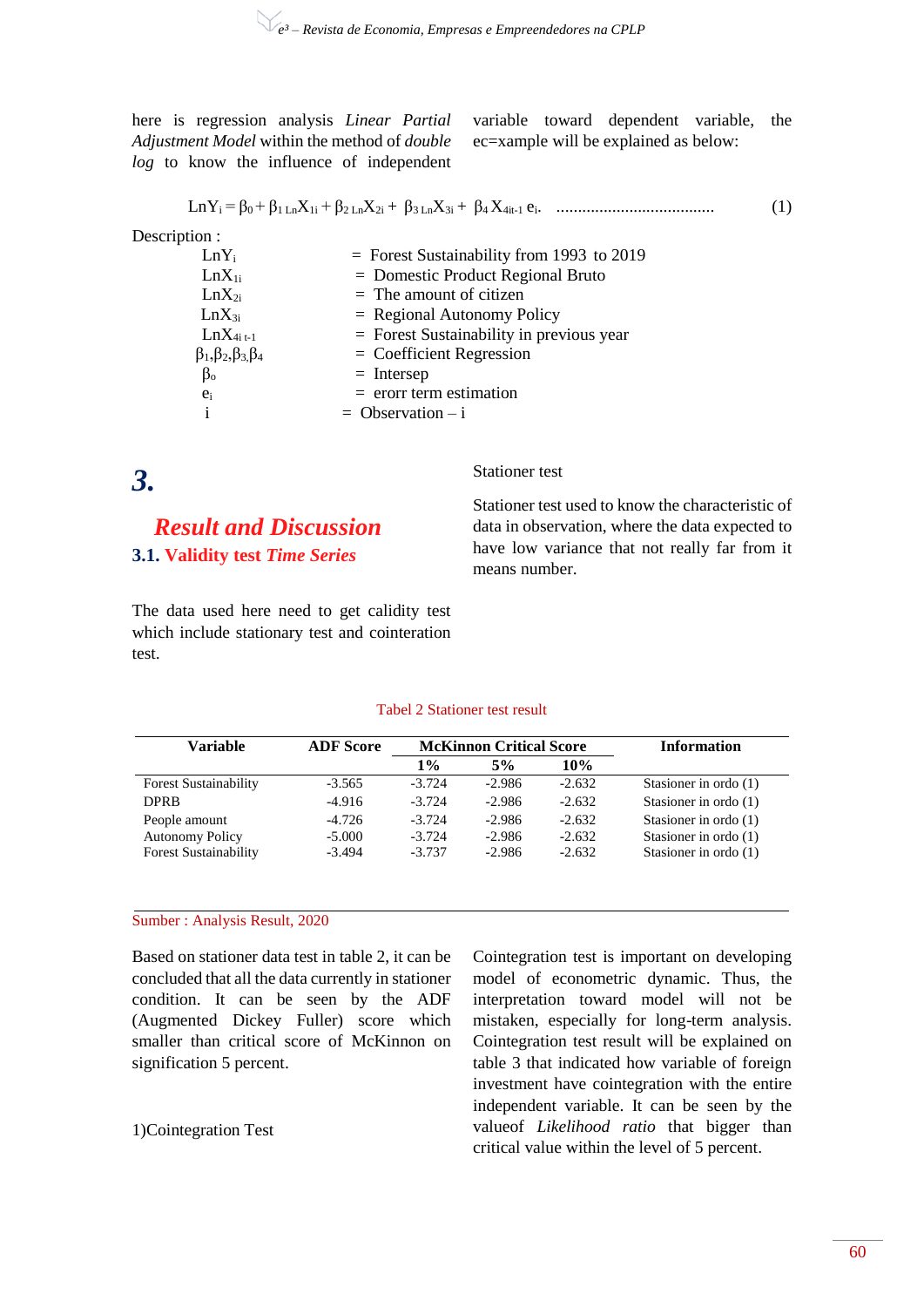here is regression analysis *Linear Partial Adjustment Model* within the method of *double log* to know the influence of independent variable toward dependent variable, the ec=xample will be explained as below:

$$LnY_i = \beta_0 + \beta_{1\,Ln}X_{1i} + \beta_{2\,Ln}X_{2i} + \beta_{3\,Ln}X_{3i} + \beta_4 X_{4it-1}\, e_i. \quad \text{.....................................} \quad (1)$$

Description :

| | | |
|---|---|---|
| $LnY_i$ | = | Forest Sustainability from 1993 to 2019 |
| $LnX_{1i}$ | = | Domestic Product Regional Bruto |
| $LnX_{2i}$ | = | The amount of citizen |
| $LnX_{3i}$ | = | Regional Autonomy Policy |
| $LnX_{4i\,t-1}$ | = | Forest Sustainability in previous year |
| $\beta_1,\beta_2,\beta_3,\beta_4$ | = | Coefficient Regression |
| $\beta_o$ | = | Intersep |
| $e_i$ | = | erorr term estimation |
| i | = | Observation – i |

# 3.

## *Result and Discussion*

### 3.1. Validity test *Time Series*

The data used here need to get calidity test which include stationary test and cointeration test.

Stationer test

Stationer test used to know the characteristic of data in observation, where the data expected to have low variance that not really far from it means number.

Tabel 2 Stationer test result

| Variable | ADF Score | McKinnon Critical Score | | | Information |
|---|---|---|---|---|---|
| | | 1% | 5% | 10% | |
| Forest Sustainability | -3.565 | -3.724 | -2.986 | -2.632 | Stasioner in ordo (1) |
| DPRB | -4.916 | -3.724 | -2.986 | -2.632 | Stasioner in ordo (1) |
| People amount | -4.726 | -3.724 | -2.986 | -2.632 | Stasioner in ordo (1) |
| Autonomy Policy | -5.000 | -3.724 | -2.986 | -2.632 | Stasioner in ordo (1) |
| Forest Sustainability | -3.494 | -3.737 | -2.986 | -2.632 | Stasioner in ordo (1) |

Sumber : Analysis Result, 2020

Based on stationer data test in table 2, it can be concluded that all the data currently in stationer condition. It can be seen by the ADF (Augmented Dickey Fuller) score which smaller than critical score of McKinnon on signification 5 percent.

1)Cointegration Test

Cointegration test is important on developing model of econometric dynamic. Thus, the interpretation toward model will not be mistaken, especially for long-term analysis. Cointegration test result will be explained on table 3 that indicated how variable of foreign investment have cointegration with the entire independent variable. It can be seen by the valueof *Likelihood ratio* that bigger than critical value within the level of 5 percent.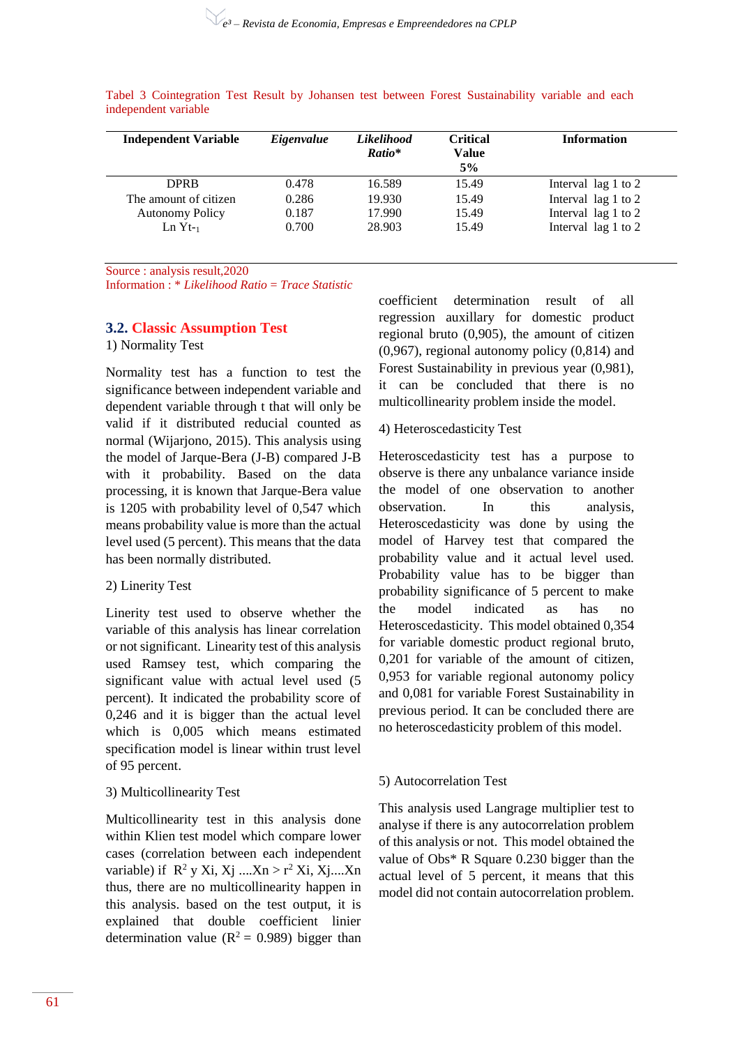Tabel 3 Cointegration Test Result by Johansen test between Forest Sustainability variable and each independent variable

| Independent Variable | *Eigenvalue* | *Likelihood Ratio** | Critical Value 5% | Information |
|---|---|---|---|---|
| DPRB | 0.478 | 16.589 | 15.49 | Interval lag 1 to 2 |
| The amount of citizen | 0.286 | 19.930 | 15.49 | Interval lag 1 to 2 |
| Autonomy Policy | 0.187 | 17.990 | 15.49 | Interval lag 1 to 2 |
| Ln $Yt_{-1}$ | 0.700 | 28.903 | 15.49 | Interval lag 1 to 2 |

Source : analysis result,2020
Information : * *Likelihood Ratio = Trace Statistic*

### 3.2. Classic Assumption Test

1) Normality Test

Normality test has a function to test the significance between independent variable and dependent variable through t that will only be valid if it distributed reducial counted as normal (Wijarjono, 2015). This analysis using the model of Jarque-Bera (J-B) compared J-B with it probability. Based on the data processing, it is known that Jarque-Bera value is 1205 with probability level of 0,547 which means probability value is more than the actual level used (5 percent). This means that the data has been normally distributed.

2) Linerity Test

Linerity test used to observe whether the variable of this analysis has linear correlation or not significant. Linearity test of this analysis used Ramsey test, which comparing the significant value with actual level used (5 percent). It indicated the probability score of 0,246 and it is bigger than the actual level which is 0,005 which means estimated specification model is linear within trust level of 95 percent.

3) Multicollinearity Test

Multicollinearity test in this analysis done within Klien test model which compare lower cases (correlation between each independent variable) if $R^2$ y Xi, Xj ....Xn > $r^2$ Xi, Xj....Xn thus, there are no multicollinearity happen in this analysis. based on the test output, it is explained that double coefficient linier determination value ($R^2$ = 0.989) bigger than coefficient determination result of all regression auxillary for domestic product regional bruto (0,905), the amount of citizen (0,967), regional autonomy policy (0,814) and Forest Sustainability in previous year (0,981), it can be concluded that there is no multicollinearity problem inside the model.

4) Heteroscedasticity Test

Heteroscedasticity test has a purpose to observe is there any unbalance variance inside the model of one observation to another observation. In this analysis, Heteroscedasticity was done by using the model of Harvey test that compared the probability value and it actual level used. Probability value has to be bigger than probability significance of 5 percent to make the model indicated as has no Heteroscedasticity. This model obtained 0,354 for variable domestic product regional bruto, 0,201 for variable of the amount of citizen, 0,953 for variable regional autonomy policy and 0,081 for variable Forest Sustainability in previous period. It can be concluded there are no heteroscedasticity problem of this model.

5) Autocorrelation Test

This analysis used Langrage multiplier test to analyse if there is any autocorrelation problem of this analysis or not. This model obtained the value of Obs* R Square 0.230 bigger than the actual level of 5 percent, it means that this model did not contain autocorrelation problem.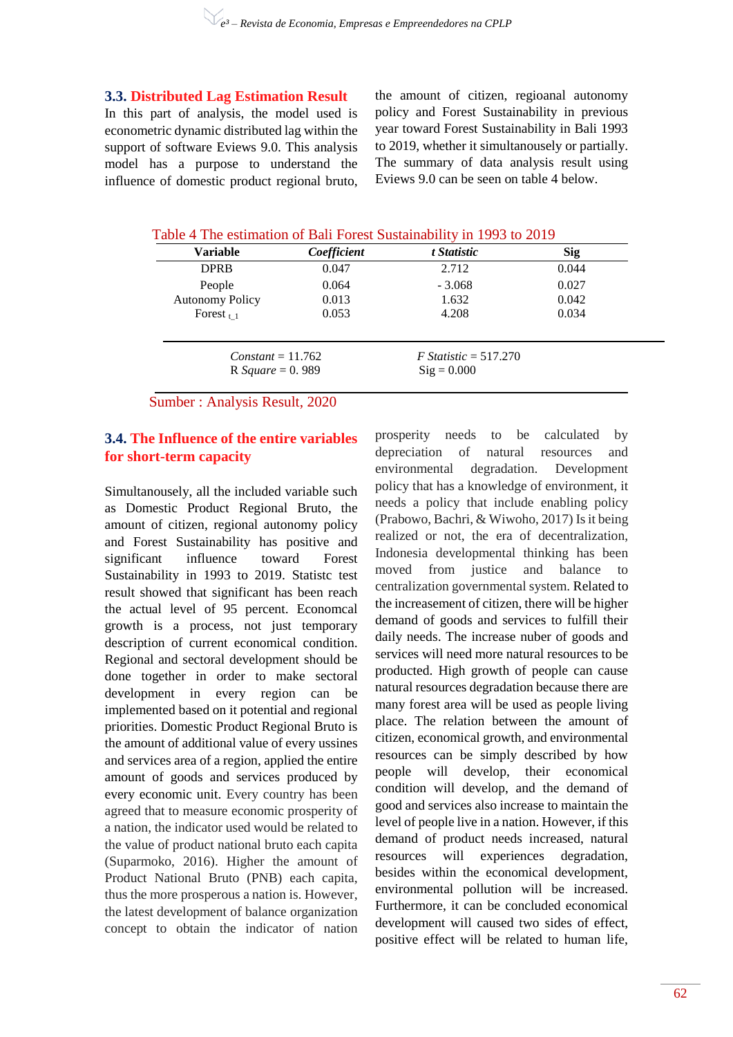### 3.3. Distributed Lag Estimation Result

In this part of analysis, the model used is econometric dynamic distributed lag within the support of software Eviews 9.0. This analysis model has a purpose to understand the influence of domestic product regional bruto, the amount of citizen, regioanal autonomy policy and Forest Sustainability in previous year toward Forest Sustainability in Bali 1993 to 2019, whether it simultanously or partially. The summary of data analysis result using Eviews 9.0 can be seen on table 4 below.

Table 4 The estimation of Bali Forest Sustainability in 1993 to 2019

| Variable | *Coefficient* | *t Statistic* | Sig |
|---|---|---|---|
| DPRB | 0.047 | 2.712 | 0.044 |
| People | 0.064 | - 3.068 | 0.027 |
| Autonomy Policy | 0.013 | 1.632 | 0.042 |
| Forest $_{t\_1}$ | 0.053 | 4.208 | 0.034 |
| *Constant* = 11.762 | | *F Statistic* = 517.270 | |
| R *Square* = 0. 989 | | Sig = 0.000 | |

Sumber : Analysis Result, 2020

### 3.4. The Influence of the entire variables for short-term capacity

Simultanously, all the included variable such as Domestic Product Regional Bruto, the amount of citizen, regional autonomy policy and Forest Sustainability has positive and significant influence toward Forest Sustainability in 1993 to 2019. Statistc test result showed that significant has been reach the actual level of 95 percent. Economcal growth is a process, not just temporary description of current economical condition. Regional and sectoral development should be done together in order to make sectoral development in every region can be implemented based on it potential and regional priorities. Domestic Product Regional Bruto is the amount of additional value of every ussines and services area of a region, applied the entire amount of goods and services produced by every economic unit. Every country has been agreed that to measure economic prosperity of a nation, the indicator used would be related to the value of product national bruto each capita (Suparmoko, 2016). Higher the amount of Product National Bruto (PNB) each capita, thus the more prosperous a nation is. However, the latest development of balance organization concept to obtain the indicator of nation prosperity needs to be calculated by depreciation of natural resources and environmental degradation. Development policy that has a knowledge of environment, it needs a policy that include enabling policy (Prabowo, Bachri, & Wiwoho, 2017) Is it being realized or not, the era of decentralization, Indonesia developmental thinking has been moved from justice and balance to centralization governmental system. Related to the increasement of citizen, there will be higher demand of goods and services to fulfill their daily needs. The increase nuber of goods and services will need more natural resources to be producted. High growth of people can cause natural resources degradation because there are many forest area will be used as people living place. The relation between the amount of citizen, economical growth, and environmental resources can be simply described by how people will develop, their economical condition will develop, and the demand of good and services also increase to maintain the level of people live in a nation. However, if this demand of product needs increased, natural resources will experiences degradation, besides within the economical development, environmental pollution will be increased. Furthermore, it can be concluded economical development will caused two sides of effect, positive effect will be related to human life,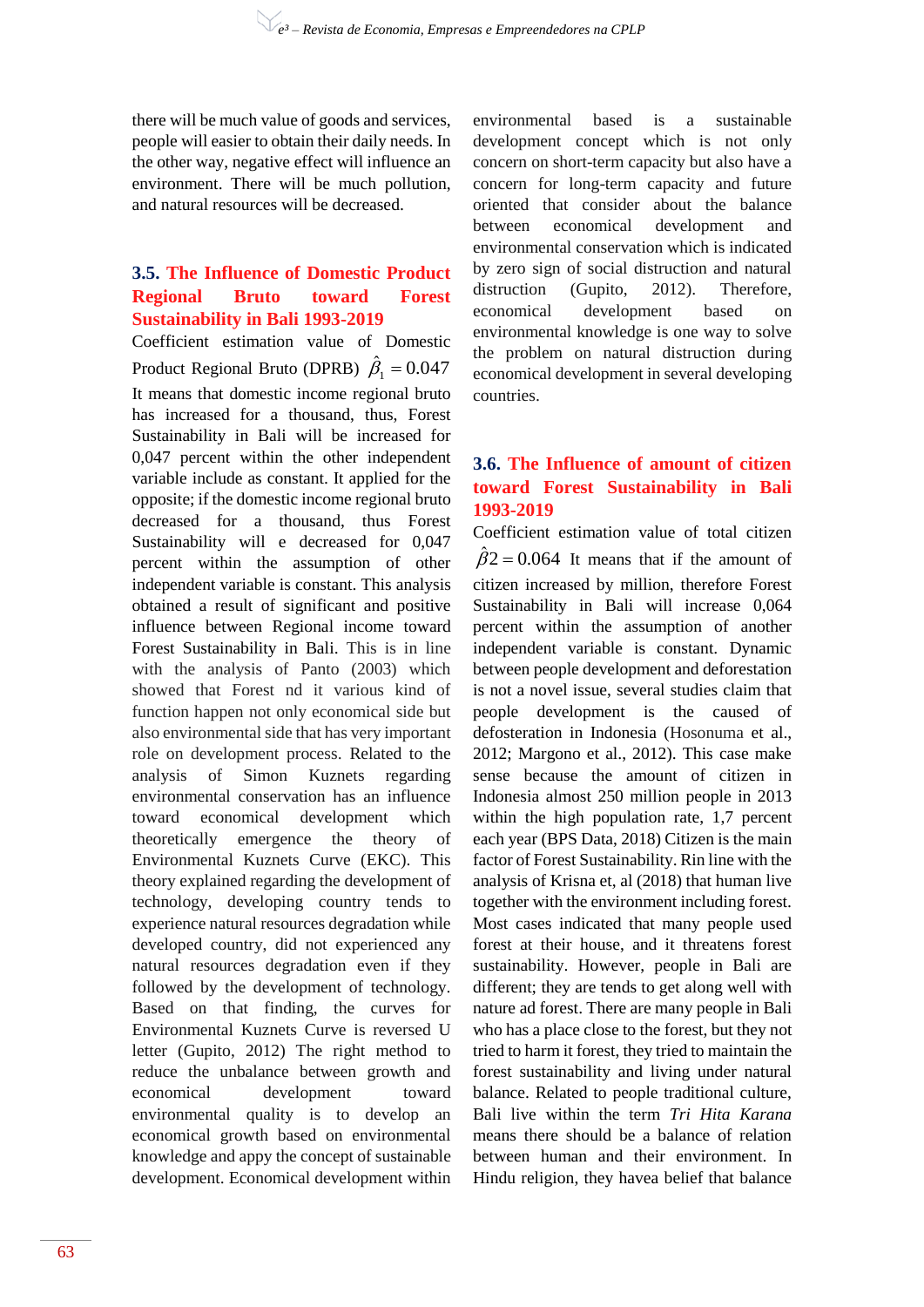there will be much value of goods and services, people will easier to obtain their daily needs. In the other way, negative effect will influence an environment. There will be much pollution, and natural resources will be decreased.

### 3.5. The Influence of Domestic Product Regional Bruto toward Forest Sustainability in Bali 1993-2019

Coefficient estimation value of Domestic Product Regional Bruto (DPRB) $\hat{\beta}_1 = 0.047$ It means that domestic income regional bruto has increased for a thousand, thus, Forest Sustainability in Bali will be increased for 0,047 percent within the other independent variable include as constant. It applied for the opposite; if the domestic income regional bruto decreased for a thousand, thus Forest Sustainability will e decreased for 0,047 percent within the assumption of other independent variable is constant. This analysis obtained a result of significant and positive influence between Regional income toward Forest Sustainability in Bali. This is in line with the analysis of Panto (2003) which showed that Forest nd it various kind of function happen not only economical side but also environmental side that has very important role on development process. Related to the analysis of Simon Kuznets regarding environmental conservation has an influence toward economical development which theoretically emergence the theory of Environmental Kuznets Curve (EKC). This theory explained regarding the development of technology, developing country tends to experience natural resources degradation while developed country, did not experienced any natural resources degradation even if they followed by the development of technology. Based on that finding, the curves for Environmental Kuznets Curve is reversed U letter (Gupito, 2012) The right method to reduce the unbalance between growth and economical development toward environmental quality is to develop an economical growth based on environmental knowledge and appy the concept of sustainable development. Economical development within environmental based is a sustainable development concept which is not only concern on short-term capacity but also have a concern for long-term capacity and future oriented that consider about the balance between economical development and environmental conservation which is indicated by zero sign of social distruction and natural distruction (Gupito, 2012). Therefore, economical development based on environmental knowledge is one way to solve the problem on natural distruction during economical development in several developing countries.

### 3.6. The Influence of amount of citizen toward Forest Sustainability in Bali 1993-2019

Coefficient estimation value of total citizen $\hat{\beta}2 = 0.064$ It means that if the amount of citizen increased by million, therefore Forest Sustainability in Bali will increase 0,064 percent within the assumption of another independent variable is constant. Dynamic between people development and deforestation is not a novel issue, several studies claim that people development is the caused of defosteration in Indonesia (Hosonuma et al., 2012; Margono et al., 2012). This case make sense because the amount of citizen in Indonesia almost 250 million people in 2013 within the high population rate, 1,7 percent each year (BPS Data, 2018) Citizen is the main factor of Forest Sustainability. Rin line with the analysis of Krisna et, al (2018) that human live together with the environment including forest. Most cases indicated that many people used forest at their house, and it threatens forest sustainability. However, people in Bali are different; they are tends to get along well with nature ad forest. There are many people in Bali who has a place close to the forest, but they not tried to harm it forest, they tried to maintain the forest sustainability and living under natural balance. Related to people traditional culture, Bali live within the term *Tri Hita Karana* means there should be a balance of relation between human and their environment. In Hindu religion, they havea belief that balance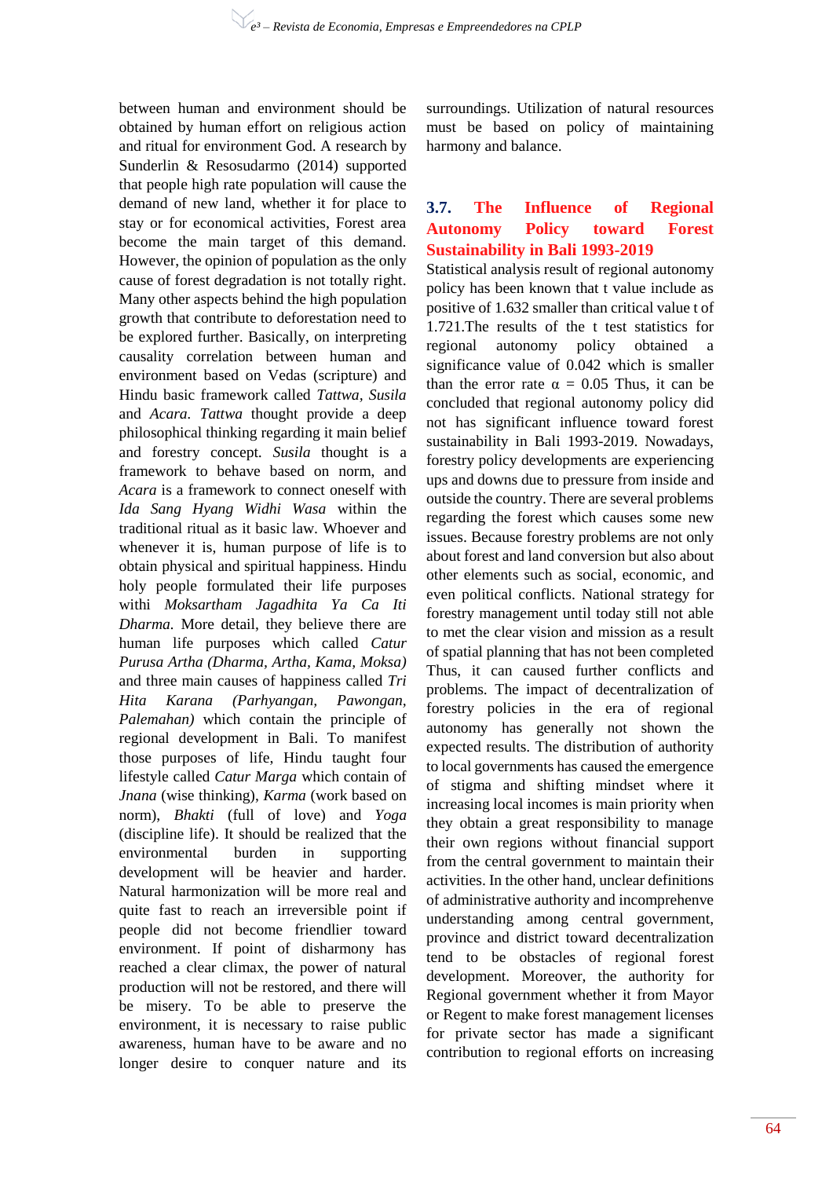between human and environment should be obtained by human effort on religious action and ritual for environment God. A research by Sunderlin & Resosudarmo (2014) supported that people high rate population will cause the demand of new land, whether it for place to stay or for economical activities, Forest area become the main target of this demand. However, the opinion of population as the only cause of forest degradation is not totally right. Many other aspects behind the high population growth that contribute to deforestation need to be explored further. Basically, on interpreting causality correlation between human and environment based on Vedas (scripture) and Hindu basic framework called *Tattwa*, *Susila* and *Acara*. *Tattwa* thought provide a deep philosophical thinking regarding it main belief and forestry concept. *Susila* thought is a framework to behave based on norm, and *Acara* is a framework to connect oneself with *Ida Sang Hyang Widhi Wasa* within the traditional ritual as it basic law. Whoever and whenever it is, human purpose of life is to obtain physical and spiritual happiness. Hindu holy people formulated their life purposes withi *Moksartham Jagadhita Ya Ca Iti Dharma*. More detail, they believe there are human life purposes which called *Catur Purusa Artha (Dharma, Artha, Kama, Moksa)* and three main causes of happiness called *Tri Hita Karana (Parhyangan, Pawongan, Palemahan)* which contain the principle of regional development in Bali. To manifest those purposes of life, Hindu taught four lifestyle called *Catur Marga* which contain of *Jnana* (wise thinking), *Karma* (work based on norm), *Bhakti* (full of love) and *Yoga* (discipline life). It should be realized that the environmental burden in supporting development will be heavier and harder. Natural harmonization will be more real and quite fast to reach an irreversible point if people did not become friendlier toward environment. If point of disharmony has reached a clear climax, the power of natural production will not be restored, and there will be misery. To be able to preserve the environment, it is necessary to raise public awareness, human have to be aware and no longer desire to conquer nature and its surroundings. Utilization of natural resources must be based on policy of maintaining harmony and balance.

### 3.7. The Influence of Regional Autonomy Policy toward Forest Sustainability in Bali 1993-2019

Statistical analysis result of regional autonomy policy has been known that t value include as positive of 1.632 smaller than critical value t of 1.721.The results of the t test statistics for regional autonomy policy obtained a significance value of 0.042 which is smaller than the error rate $\alpha = 0.05$ Thus, it can be concluded that regional autonomy policy did not has significant influence toward forest sustainability in Bali 1993-2019. Nowadays, forestry policy developments are experiencing ups and downs due to pressure from inside and outside the country. There are several problems regarding the forest which causes some new issues. Because forestry problems are not only about forest and land conversion but also about other elements such as social, economic, and even political conflicts. National strategy for forestry management until today still not able to met the clear vision and mission as a result of spatial planning that has not been completed Thus, it can caused further conflicts and problems. The impact of decentralization of forestry policies in the era of regional autonomy has generally not shown the expected results. The distribution of authority to local governments has caused the emergence of stigma and shifting mindset where it increasing local incomes is main priority when they obtain a great responsibility to manage their own regions without financial support from the central government to maintain their activities. In the other hand, unclear definitions of administrative authority and incomprehenve understanding among central government, province and district toward decentralization tend to be obstacles of regional forest development. Moreover, the authority for Regional government whether it from Mayor or Regent to make forest management licenses for private sector has made a significant contribution to regional efforts on increasing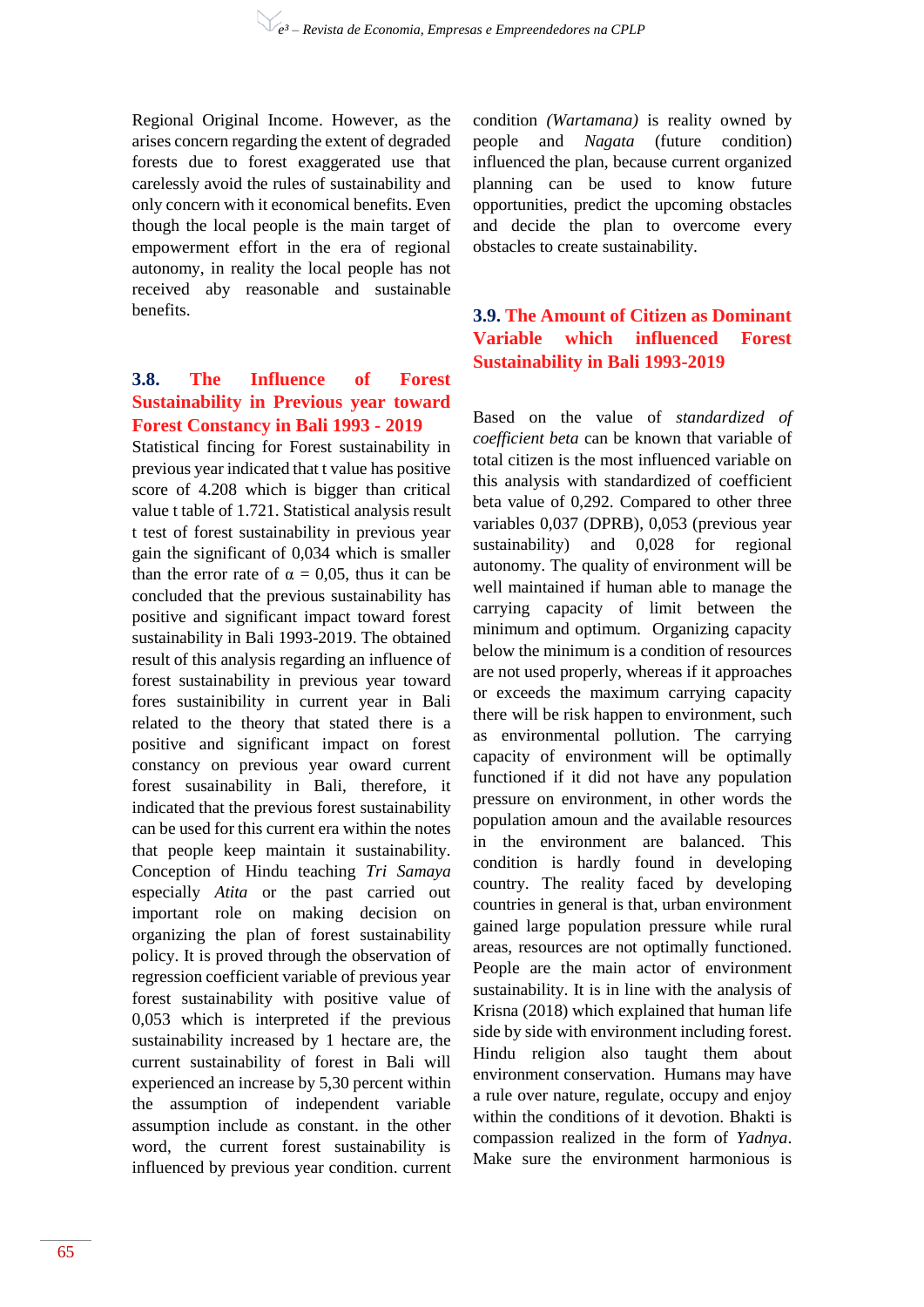Regional Original Income. However, as the arises concern regarding the extent of degraded forests due to forest exaggerated use that carelessly avoid the rules of sustainability and only concern with it economical benefits. Even though the local people is the main target of empowerment effort in the era of regional autonomy, in reality the local people has not received aby reasonable and sustainable benefits.

### 3.8. The Influence of Forest Sustainability in Previous year toward Forest Constancy in Bali 1993 - 2019

Statistical fincing for Forest sustainability in previous year indicated that t value has positive score of 4.208 which is bigger than critical value t table of 1.721. Statistical analysis result t test of forest sustainability in previous year gain the significant of 0,034 which is smaller than the error rate of $\alpha$ = 0,05, thus it can be concluded that the previous sustainability has positive and significant impact toward forest sustainability in Bali 1993-2019. The obtained result of this analysis regarding an influence of forest sustainability in previous year toward fores sustainibility in current year in Bali related to the theory that stated there is a positive and significant impact on forest constancy on previous year oward current forest susainability in Bali, therefore, it indicated that the previous forest sustainability can be used for this current era within the notes that people keep maintain it sustainability. Conception of Hindu teaching *Tri Samaya* especially *Atita* or the past carried out important role on making decision on organizing the plan of forest sustainability policy. It is proved through the observation of regression coefficient variable of previous year forest sustainability with positive value of 0,053 which is interpreted if the previous sustainability increased by 1 hectare are, the current sustainability of forest in Bali will experienced an increase by 5,30 percent within the assumption of independent variable assumption include as constant. in the other word, the current forest sustainability is influenced by previous year condition. current condition *(Wartamana)* is reality owned by people and *Nagata* (future condition) influenced the plan, because current organized planning can be used to know future opportunities, predict the upcoming obstacles and decide the plan to overcome every obstacles to create sustainability.

### 3.9. The Amount of Citizen as Dominant Variable which influenced Forest Sustainability in Bali 1993-2019

Based on the value of *standardized of coefficient beta* can be known that variable of total citizen is the most influenced variable on this analysis with standardized of coefficient beta value of 0,292. Compared to other three variables 0,037 (DPRB), 0,053 (previous year sustainability) and 0,028 for regional autonomy. The quality of environment will be well maintained if human able to manage the carrying capacity of limit between the minimum and optimum. Organizing capacity below the minimum is a condition of resources are not used properly, whereas if it approaches or exceeds the maximum carrying capacity there will be risk happen to environment, such as environmental pollution. The carrying capacity of environment will be optimally functioned if it did not have any population pressure on environment, in other words the population amoun and the available resources in the environment are balanced. This condition is hardly found in developing country. The reality faced by developing countries in general is that, urban environment gained large population pressure while rural areas, resources are not optimally functioned. People are the main actor of environment sustainability. It is in line with the analysis of Krisna (2018) which explained that human life side by side with environment including forest. Hindu religion also taught them about environment conservation. Humans may have a rule over nature, regulate, occupy and enjoy within the conditions of it devotion. Bhakti is compassion realized in the form of *Yadnya*. Make sure the environment harmonious is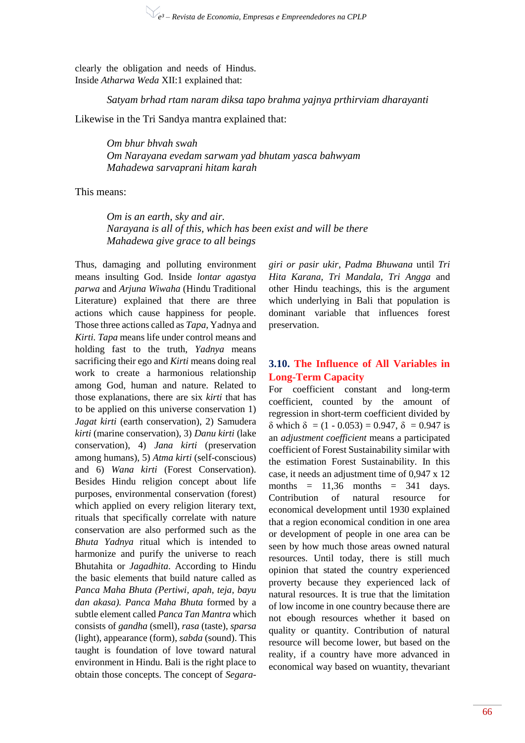clearly the obligation and needs of Hindus. Inside *Atharwa Weda* XII:1 explained that:

*Satyam brhad rtam naram diksa tapo brahma yajnya prthirviam dharayanti*

Likewise in the Tri Sandya mantra explained that:

*Om bhur bhvah swah*
*Om Narayana evedam sarwam yad bhutam yasca bahwyam*
*Mahadewa sarvaprani hitam karah*

This means:

*Om is an earth, sky and air.*
*Narayana is all of this, which has been exist and will be there*
*Mahadewa give grace to all beings*

Thus, damaging and polluting environment means insulting God. Inside *lontar agastya parwa* and *Arjuna Wiwaha* (Hindu Traditional Literature) explained that there are three actions which cause happiness for people. Those three actions called as *Tapa*, Yadnya and *Kirti*. *Tapa* means life under control means and holding fast to the truth, *Yadnya* means sacrificing their ego and *Kirti* means doing real work to create a harmonious relationship among God, human and nature. Related to those explanations, there are six *kirti* that has to be applied on this universe conservation 1) *Jagat kirti* (earth conservation), 2) Samudera *kirti* (marine conservation), 3) *Danu kirti* (lake conservation), 4) *Jana kirti* (preservation among humans), 5) *Atma kirti* (self-conscious) and 6) *Wana kirti* (Forest Conservation). Besides Hindu religion concept about life purposes, environmental conservation (forest) which applied on every religion literary text, rituals that specifically correlate with nature conservation are also performed such as the *Bhuta Yadnya* ritual which is intended to harmonize and purify the universe to reach Bhutahita or *Jagadhita*. According to Hindu the basic elements that build nature called as *Panca Maha Bhuta (Pertiwi, apah, teja, bayu dan akasa)*. *Panca Maha Bhuta* formed by a subtle element called *Panca Tan Mantra* which consists of *gandha* (smell), *rasa* (taste), *sparsa* (light), appearance (form), *sabda* (sound). This taught is foundation of love toward natural environment in Hindu. Bali is the right place to obtain those concepts. The concept of *Segara-giri or pasir ukir*, *Padma Bhuwana* until *Tri Hita Karana*, *Tri Mandala*, *Tri Angga* and other Hindu teachings, this is the argument which underlying in Bali that population is dominant variable that influences forest preservation.

## 3.10. The Influence of All Variables in Long-Term Capacity

For coefficient constant and long-term coefficient, counted by the amount of regression in short-term coefficient divided by $\delta$ which $\delta = (1 - 0.053) = 0.947$, $\delta = 0.947$ is an *adjustment coefficient* means a participated coefficient of Forest Sustainability similar with the estimation Forest Sustainability. In this case, it needs an adjustment time of 0,947 x 12 months = 11,36 months = 341 days. Contribution of natural resource for economical development until 1930 explained that a region economical condition in one area or development of people in one area can be seen by how much those areas owned natural resources. Until today, there is still much opinion that stated the country experienced proverty because they experienced lack of natural resources. It is true that the limitation of low income in one country because there are not ebough resources whether it based on quality or quantity. Contribution of natural resource will become lower, but based on the reality, if a country have more advanced in economical way based on wuantity, thevariant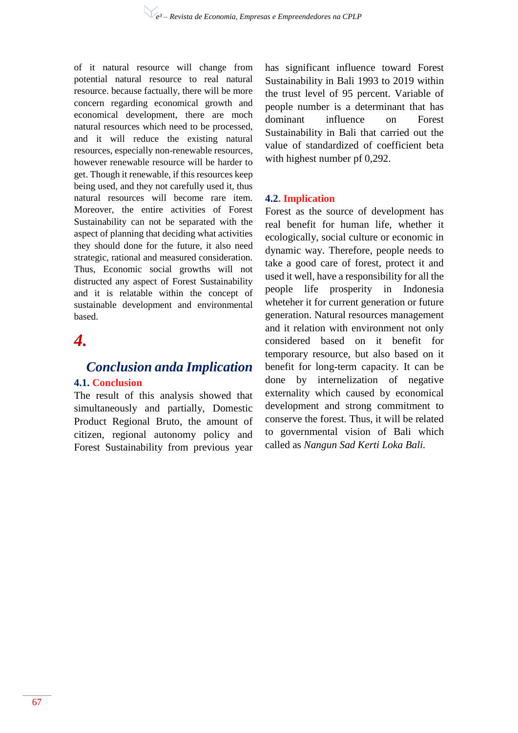of it natural resource will change from potential natural resource to real natural resource. because factually, there will be more concern regarding economical growth and economical development, there are moch natural resources which need to be processed, and it will reduce the existing natural resources, especially non-renewable resources, however renewable resource will be harder to get. Though it renewable, if this resources keep being used, and they not carefully used it, thus natural resources will become rare item. Moreover, the entire activities of Forest Sustainability can not be separated with the aspect of planning that deciding what activities they should done for the future, it also need strategic, rational and measured consideration. Thus, Economic social growths will not distructed any aspect of Forest Sustainability and it is relatable within the concept of sustainable development and environmental based.

# 4. Conclusion anda Implication

## 4.1. Conclusion

The result of this analysis showed that simultaneously and partially, Domestic Product Regional Bruto, the amount of citizen, regional autonomy policy and Forest Sustainability from previous year has significant influence toward Forest Sustainability in Bali 1993 to 2019 within the trust level of 95 percent. Variable of people number is a determinant that has dominant influence on Forest Sustainability in Bali that carried out the value of standardized of coefficient beta with highest number pf 0,292.

## 4.2. Implication

Forest as the source of development has real benefit for human life, whether it ecologically, social culture or economic in dynamic way. Therefore, people needs to take a good care of forest, protect it and used it well, have a responsibility for all the people life prosperity in Indonesia wheteher it for current generation or future generation. Natural resources management and it relation with environment not only considered based on it benefit for temporary resource, but also based on it benefit for long-term capacity. It can be done by internelization of negative externality which caused by economical development and strong commitment to conserve the forest. Thus, it will be related to governmental vision of Bali which called as *Nangun Sad Kerti Loka Bali.*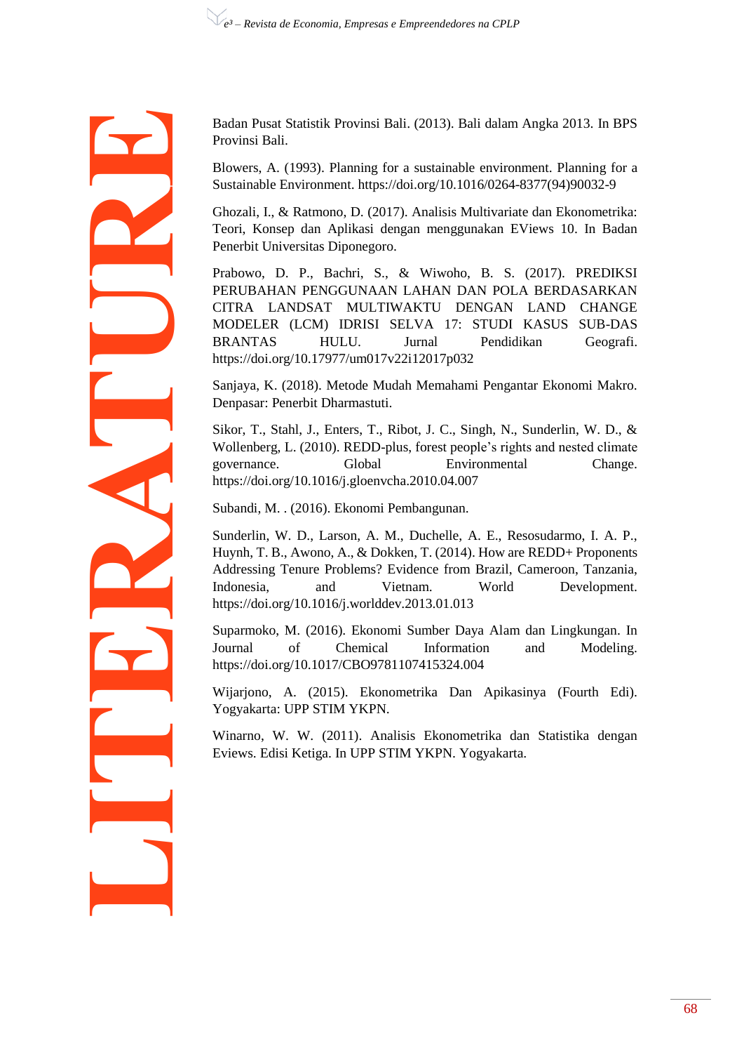Badan Pusat Statistik Provinsi Bali. (2013). Bali dalam Angka 2013. In BPS Provinsi Bali.

Blowers, A. (1993). Planning for a sustainable environment. Planning for a Sustainable Environment. https://doi.org/10.1016/0264-8377(94)90032-9

Ghozali, I., & Ratmono, D. (2017). Analisis Multivariate dan Ekonometrika: Teori, Konsep dan Aplikasi dengan menggunakan EViews 10. In Badan Penerbit Universitas Diponegoro.

Prabowo, D. P., Bachri, S., & Wiwoho, B. S. (2017). PREDIKSI PERUBAHAN PENGGUNAAN LAHAN DAN POLA BERDASARKAN CITRA LANDSAT MULTIWAKTU DENGAN LAND CHANGE MODELER (LCM) IDRISI SELVA 17: STUDI KASUS SUB-DAS BRANTAS HULU. Jurnal Pendidikan Geografi. https://doi.org/10.17977/um017v22i12017p032

Sanjaya, K. (2018). Metode Mudah Memahami Pengantar Ekonomi Makro. Denpasar: Penerbit Dharmastuti.

Sikor, T., Stahl, J., Enters, T., Ribot, J. C., Singh, N., Sunderlin, W. D., & Wollenberg, L. (2010). REDD-plus, forest people's rights and nested climate governance. Global Environmental Change. https://doi.org/10.1016/j.gloenvcha.2010.04.007

Subandi, M. . (2016). Ekonomi Pembangunan.

Sunderlin, W. D., Larson, A. M., Duchelle, A. E., Resosudarmo, I. A. P., Huynh, T. B., Awono, A., & Dokken, T. (2014). How are REDD+ Proponents Addressing Tenure Problems? Evidence from Brazil, Cameroon, Tanzania, Indonesia, and Vietnam. World Development. https://doi.org/10.1016/j.worlddev.2013.01.013

Suparmoko, M. (2016). Ekonomi Sumber Daya Alam dan Lingkungan. In Journal of Chemical Information and Modeling. https://doi.org/10.1017/CBO9781107415324.004

Wijarjono, A. (2015). Ekonometrika Dan Apikasinya (Fourth Edi). Yogyakarta: UPP STIM YKPN.

Winarno, W. W. (2011). Analisis Ekonometrika dan Statistika dengan Eviews. Edisi Ketiga. In UPP STIM YKPN. Yogyakarta.